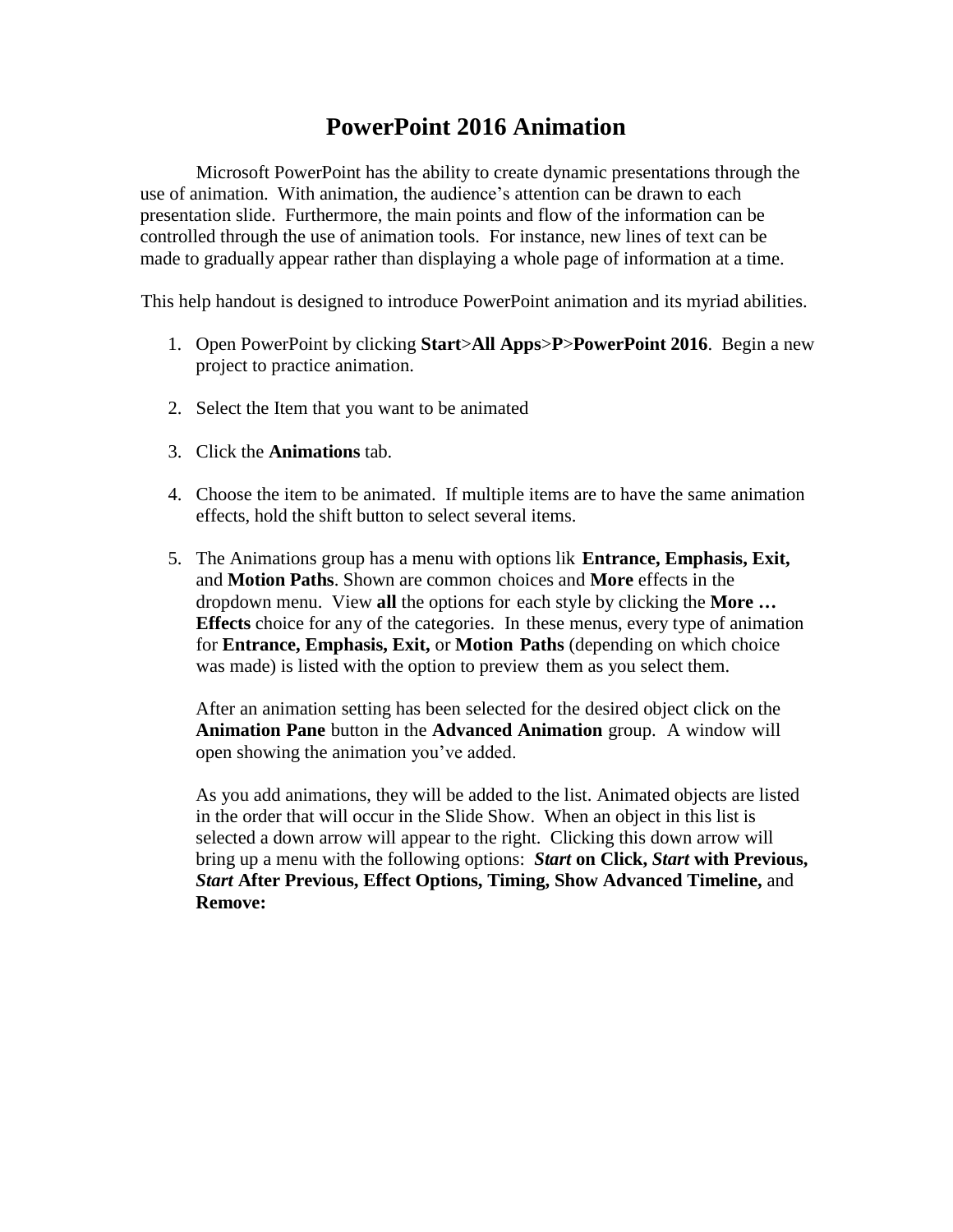# PowerPoint 2016 Animation

Microsoft PowerPoint has the ability to create dynamic presentations through the use of animation. With animation, the audience's attention can be drawn to each presentation slide. Furthermore, the main points and flow of the information can be controlled through the use of animation tools. For instance, new lines of text can be made to gradually appear rather than displaying a whole page of information at a time.

This help handout is designed to introduce PowerPoint animation and its myriad abilities.

1. Open PowerPoint by clicking **Start**>**All Apps**>**P**>**PowerPoint 2016**. Begin a new project to practice animation.

2. Select the Item that you want to be animated

3. Click the **Animations** tab.

4. Choose the item to be animated. If multiple items are to have the same animation effects, hold the shift button to select several items.

5. The Animations group has a menu with options lik **Entrance, Emphasis, Exit,** and **Motion Paths**. Shown are common choices and **More** effects in the dropdown menu. View **all** the options for each style by clicking the **More … Effects** choice for any of the categories. In these menus, every type of animation for **Entrance, Emphasis, Exit,** or **Motion Paths** (depending on which choice was made) is listed with the option to preview them as you select them.

   After an animation setting has been selected for the desired object click on the **Animation Pane** button in the **Advanced Animation** group. A window will open showing the animation you've added.

   As you add animations, they will be added to the list. Animated objects are listed in the order that will occur in the Slide Show. When an object in this list is selected a down arrow will appear to the right. Clicking this down arrow will bring up a menu with the following options: ***Start* on Click, *Start* with Previous, *Start* After Previous, Effect Options, Timing, Show Advanced Timeline,** and **Remove:**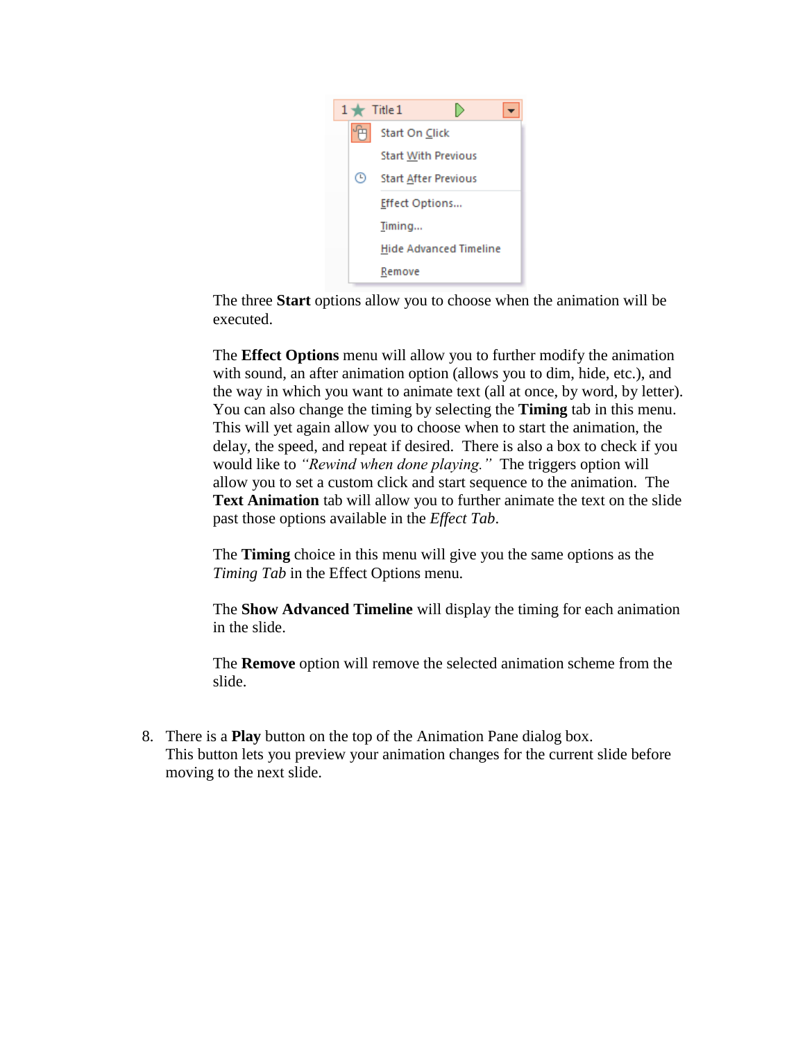The three **Start** options allow you to choose when the animation will be executed.

The **Effect Options** menu will allow you to further modify the animation with sound, an after animation option (allows you to dim, hide, etc.), and the way in which you want to animate text (all at once, by word, by letter). You can also change the timing by selecting the **Timing** tab in this menu. This will yet again allow you to choose when to start the animation, the delay, the speed, and repeat if desired. There is also a box to check if you would like to *"Rewind when done playing."* The triggers option will allow you to set a custom click and start sequence to the animation. The **Text Animation** tab will allow you to further animate the text on the slide past those options available in the *Effect Tab*.

The **Timing** choice in this menu will give you the same options as the *Timing Tab* in the Effect Options menu.

The **Show Advanced Timeline** will display the timing for each animation in the slide.

The **Remove** option will remove the selected animation scheme from the slide.

8. There is a **Play** button on the top of the Animation Pane dialog box. This button lets you preview your animation changes for the current slide before moving to the next slide.